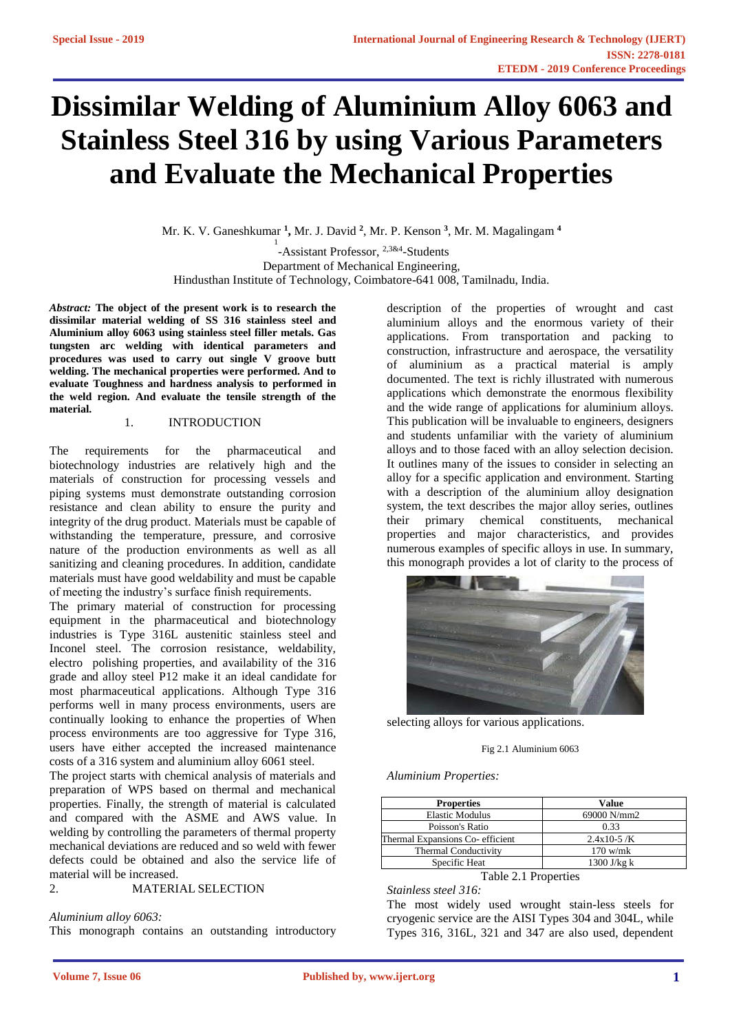# Dissimilar Welding of Aluminium Alloy 6063 and Stainless Steel 316 by using Various Parameters and Evaluate the Mechanical Properties

Mr. K. V. Ganeshkumar [1], Mr. J. David [2], Mr. P. Kenson [3], Mr. M. Magalingam [4]

[1]-Assistant Professor, [2,3&4]-Students

Department of Mechanical Engineering,

Hindusthan Institute of Technology, Coimbatore-641 008, Tamilnadu, India.

***Abstract:*** **The object of the present work is to research the dissimilar material welding of SS 316 stainless steel and Aluminium alloy 6063 using stainless steel filler metals. Gas tungsten arc welding with identical parameters and procedures was used to carry out single V groove butt welding. The mechanical properties were performed. And to evaluate Toughness and hardness analysis to performed in the weld region. And evaluate the tensile strength of the material.**

## 1. INTRODUCTION

The requirements for the pharmaceutical and biotechnology industries are relatively high and the materials of construction for processing vessels and piping systems must demonstrate outstanding corrosion resistance and clean ability to ensure the purity and integrity of the drug product. Materials must be capable of withstanding the temperature, pressure, and corrosive nature of the production environments as well as all sanitizing and cleaning procedures. In addition, candidate materials must have good weldability and must be capable of meeting the industry's surface finish requirements.

The primary material of construction for processing equipment in the pharmaceutical and biotechnology industries is Type 316L austenitic stainless steel and Inconel steel. The corrosion resistance, weldability, electro polishing properties, and availability of the 316 grade and alloy steel P12 make it an ideal candidate for most pharmaceutical applications. Although Type 316 performs well in many process environments, users are continually looking to enhance the properties of When process environments are too aggressive for Type 316, users have either accepted the increased maintenance costs of a 316 system and aluminium alloy 6061 steel.

The project starts with chemical analysis of materials and preparation of WPS based on thermal and mechanical properties. Finally, the strength of material is calculated and compared with the ASME and AWS value. In welding by controlling the parameters of thermal property mechanical deviations are reduced and so weld with fewer defects could be obtained and also the service life of material will be increased.

## 2. MATERIAL SELECTION

*Aluminium alloy 6063:*

This monograph contains an outstanding introductory description of the properties of wrought and cast aluminium alloys and the enormous variety of their applications. From transportation and packing to construction, infrastructure and aerospace, the versatility of aluminium as a practical material is amply documented. The text is richly illustrated with numerous applications which demonstrate the enormous flexibility and the wide range of applications for aluminium alloys. This publication will be invaluable to engineers, designers and students unfamiliar with the variety of aluminium alloys and to those faced with an alloy selection decision. It outlines many of the issues to consider in selecting an alloy for a specific application and environment. Starting with a description of the aluminium alloy designation system, the text describes the major alloy series, outlines their primary chemical constituents, mechanical properties and major characteristics, and provides numerous examples of specific alloys in use. In summary, this monograph provides a lot of clarity to the process of selecting alloys for various applications.

Fig 2.1 Aluminium 6063

*Aluminium Properties:*

| Properties | Value |
|---|---|
| Elastic Modulus | 69000 N/mm2 |
| Poisson's Ratio | 0.33 |
| Thermal Expansions Co- efficient | 2.4x10-5 /K |
| Thermal Conductivity | 170 w/mk |
| Specific Heat | 1300 J/kg k |

Table 2.1 Properties

*Stainless steel 316:*

The most widely used wrought stain-less steels for cryogenic service are the AISI Types 304 and 304L, while Types 316, 316L, 321 and 347 are also used, dependent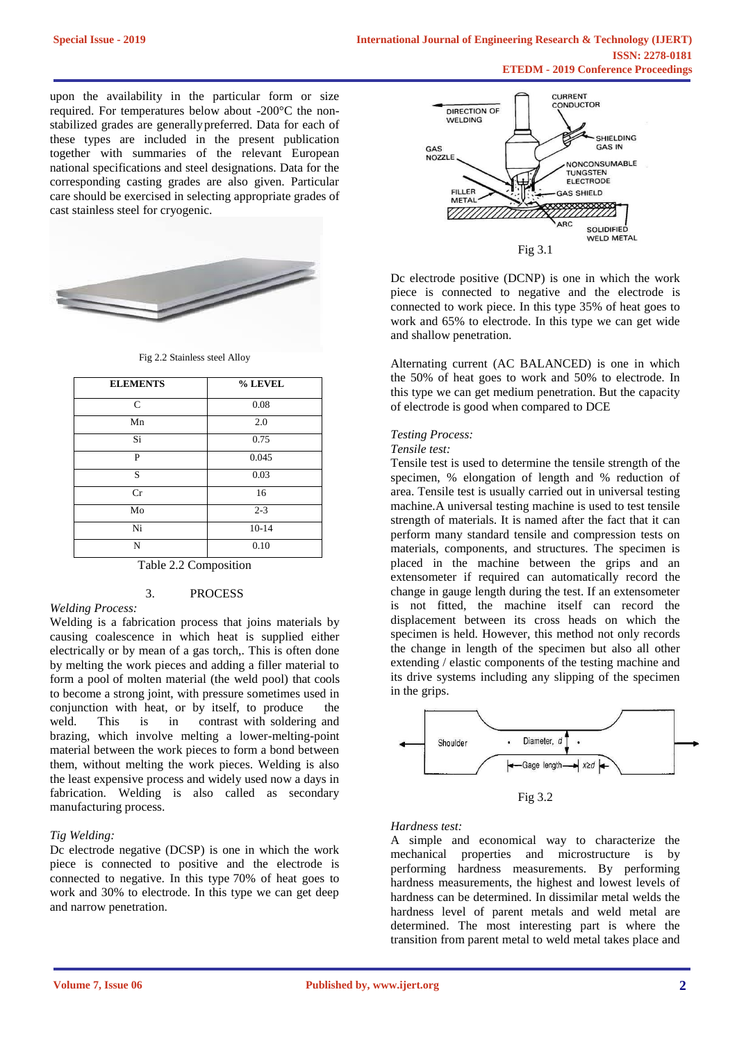upon the availability in the particular form or size required. For temperatures below about -200°C the non-stabilized grades are generally preferred. Data for each of these types are included in the present publication together with summaries of the relevant European national specifications and steel designations. Data for the corresponding casting grades are also given. Particular care should be exercised in selecting appropriate grades of cast stainless steel for cryogenic.

Fig 2.2 Stainless steel Alloy

| ELEMENTS | % LEVEL |
|---|---|
| C | 0.08 |
| Mn | 2.0 |
| Si | 0.75 |
| P | 0.045 |
| S | 0.03 |
| Cr | 16 |
| Mo | 2-3 |
| Ni | 10-14 |
| N | 0.10 |

Table 2.2 Composition

## 3. PROCESS

*Welding Process:*

Welding is a fabrication process that joins materials by causing coalescence in which heat is supplied either electrically or by mean of a gas torch,. This is often done by melting the work pieces and adding a filler material to form a pool of molten material (the weld pool) that cools to become a strong joint, with pressure sometimes used in conjunction with heat, or by itself, to produce the weld. This is in contrast with soldering and brazing, which involve melting a lower-melting-point material between the work pieces to form a bond between them, without melting the work pieces. Welding is also the least expensive process and widely used now a days in fabrication. Welding is also called as secondary manufacturing process.

*Tig Welding:*

Dc electrode negative (DCSP) is one in which the work piece is connected to positive and the electrode is connected to negative. In this type 70% of heat goes to work and 30% to electrode. In this type we can get deep and narrow penetration.

Fig 3.1

Dc electrode positive (DCNP) is one in which the work piece is connected to negative and the electrode is connected to work piece. In this type 35% of heat goes to work and 65% to electrode. In this type we can get wide and shallow penetration.

Alternating current (AC BALANCED) is one in which the 50% of heat goes to work and 50% to electrode. In this type we can get medium penetration. But the capacity of electrode is good when compared to DCE

*Testing Process:*

*Tensile test:*

Tensile test is used to determine the tensile strength of the specimen, % elongation of length and % reduction of area. Tensile test is usually carried out in universal testing machine.A universal testing machine is used to test tensile strength of materials. It is named after the fact that it can perform many standard tensile and compression tests on materials, components, and structures. The specimen is placed in the machine between the grips and an extensometer if required can automatically record the change in gauge length during the test. If an extensometer is not fitted, the machine itself can record the displacement between its cross heads on which the specimen is held. However, this method not only records the change in length of the specimen but also all other extending / elastic components of the testing machine and its drive systems including any slipping of the specimen in the grips.

Fig 3.2

*Hardness test:*

A simple and economical way to characterize the mechanical properties and microstructure is by performing hardness measurements. By performing hardness measurements, the highest and lowest levels of hardness can be determined. In dissimilar metal welds the hardness level of parent metals and weld metal are determined. The most interesting part is where the transition from parent metal to weld metal takes place and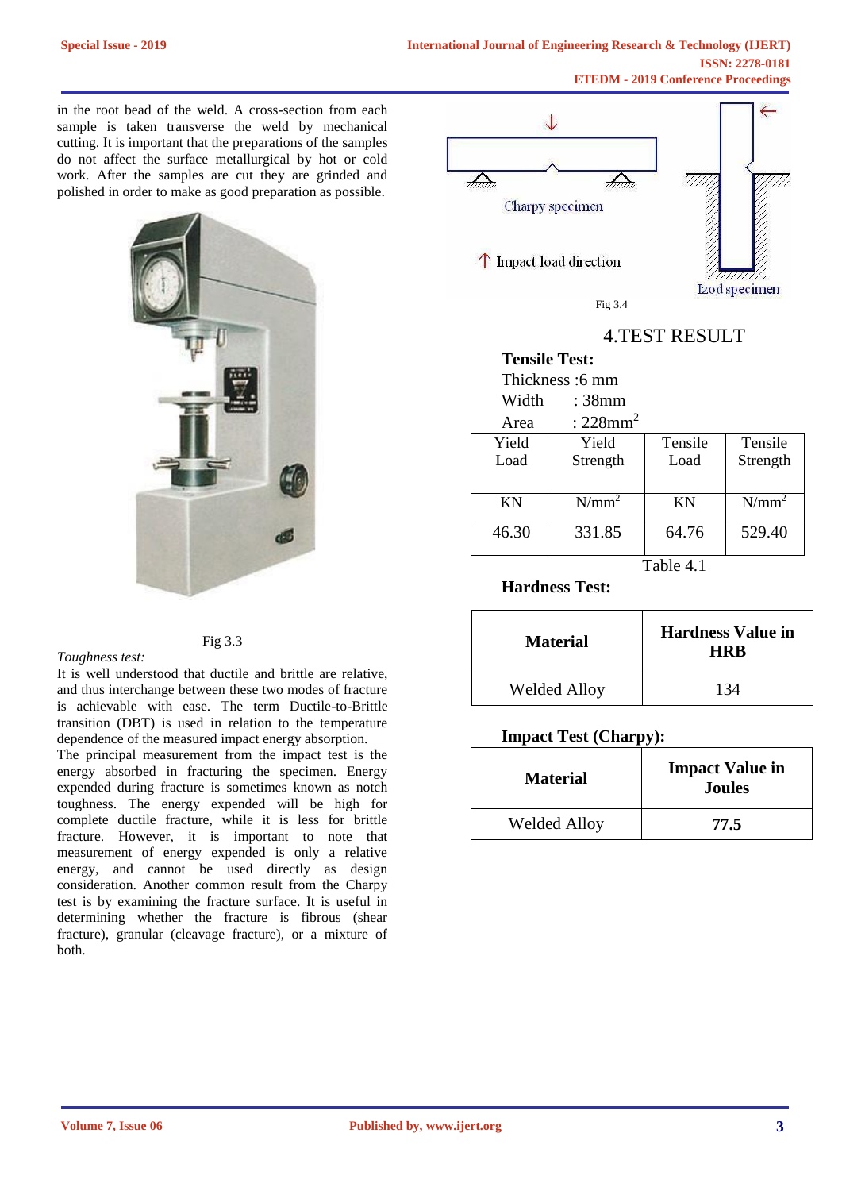in the root bead of the weld. A cross-section from each sample is taken transverse the weld by mechanical cutting. It is important that the preparations of the samples do not affect the surface metallurgical by hot or cold work. After the samples are cut they are grinded and polished in order to make as good preparation as possible.

Fig 3.3

*Toughness test:*

It is well understood that ductile and brittle are relative, and thus interchange between these two modes of fracture is achievable with ease. The term Ductile-to-Brittle transition (DBT) is used in relation to the temperature dependence of the measured impact energy absorption.

The principal measurement from the impact test is the energy absorbed in fracturing the specimen. Energy expended during fracture is sometimes known as notch toughness. The energy expended will be high for complete ductile fracture, while it is less for brittle fracture. However, it is important to note that measurement of energy expended is only a relative energy, and cannot be used directly as design consideration. Another common result from the Charpy test is by examining the fracture surface. It is useful in determining whether the fracture is fibrous (shear fracture), granular (cleavage fracture), or a mixture of both.

Charpy specimen

Impact load direction

Izod specimen

Fig 3.4

## 4.TEST RESULT

**Tensile Test:**

Thickness :6 mm

Width : 38mm

Area : 228mm$^2$

| Yield Load | Yield Strength | Tensile Load | Tensile Strength |
|---|---|---|---|
| KN | N/mm$^2$ | KN | N/mm$^2$ |
| 46.30 | 331.85 | 64.76 | 529.40 |

Table 4.1

**Hardness Test:**

| **Material** | **Hardness Value in HRB** |
|---|---|
| Welded Alloy | 134 |

**Impact Test (Charpy):**

| **Material** | **Impact Value in Joules** |
|---|---|
| Welded Alloy | **77.5** |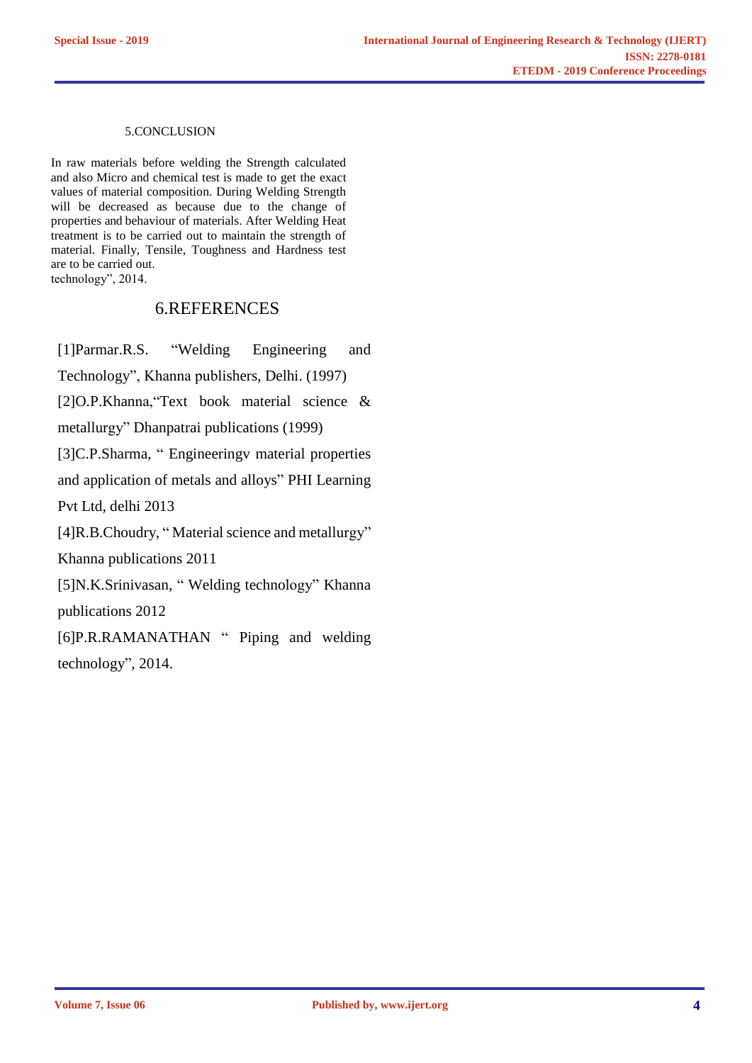## 5.CONCLUSION

In raw materials before welding the Strength calculated and also Micro and chemical test is made to get the exact values of material composition. During Welding Strength will be decreased as because due to the change of properties and behaviour of materials. After Welding Heat treatment is to be carried out to maintain the strength of material. Finally, Tensile, Toughness and Hardness test are to be carried out.
technology", 2014.

## 6.REFERENCES

[1]Parmar.R.S. "Welding Engineering and Technology", Khanna publishers, Delhi. (1997)

[2]O.P.Khanna,"Text book material science & metallurgy" Dhanpatrai publications (1999)

[3]C.P.Sharma, " Engineeringv material properties and application of metals and alloys" PHI Learning Pvt Ltd, delhi 2013

[4]R.B.Choudry, " Material science and metallurgy" Khanna publications 2011

[5]N.K.Srinivasan, " Welding technology" Khanna publications 2012

[6]P.R.RAMANATHAN " Piping and welding technology", 2014.